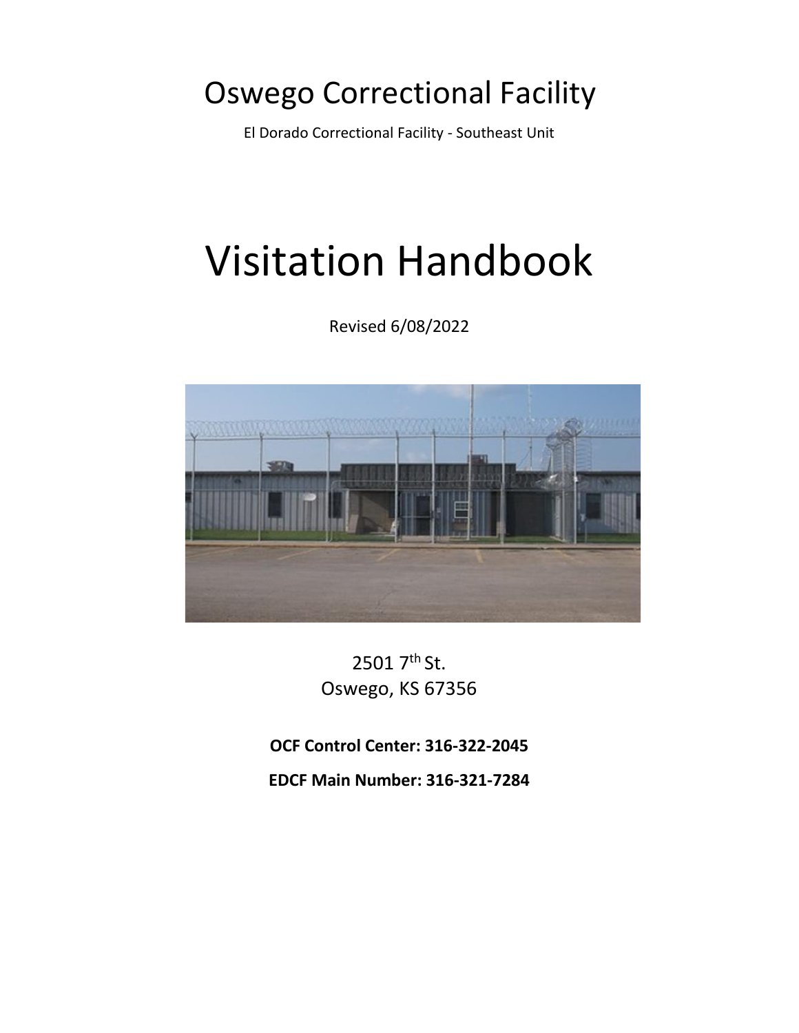# Oswego Correctional Facility

El Dorado Correctional Facility - Southeast Unit

# Visitation Handbook

Revised 6/08/2022

2501 7th St.
Oswego, KS 67356

**OCF Control Center: 316-322-2045**

**EDCF Main Number: 316-321-7284**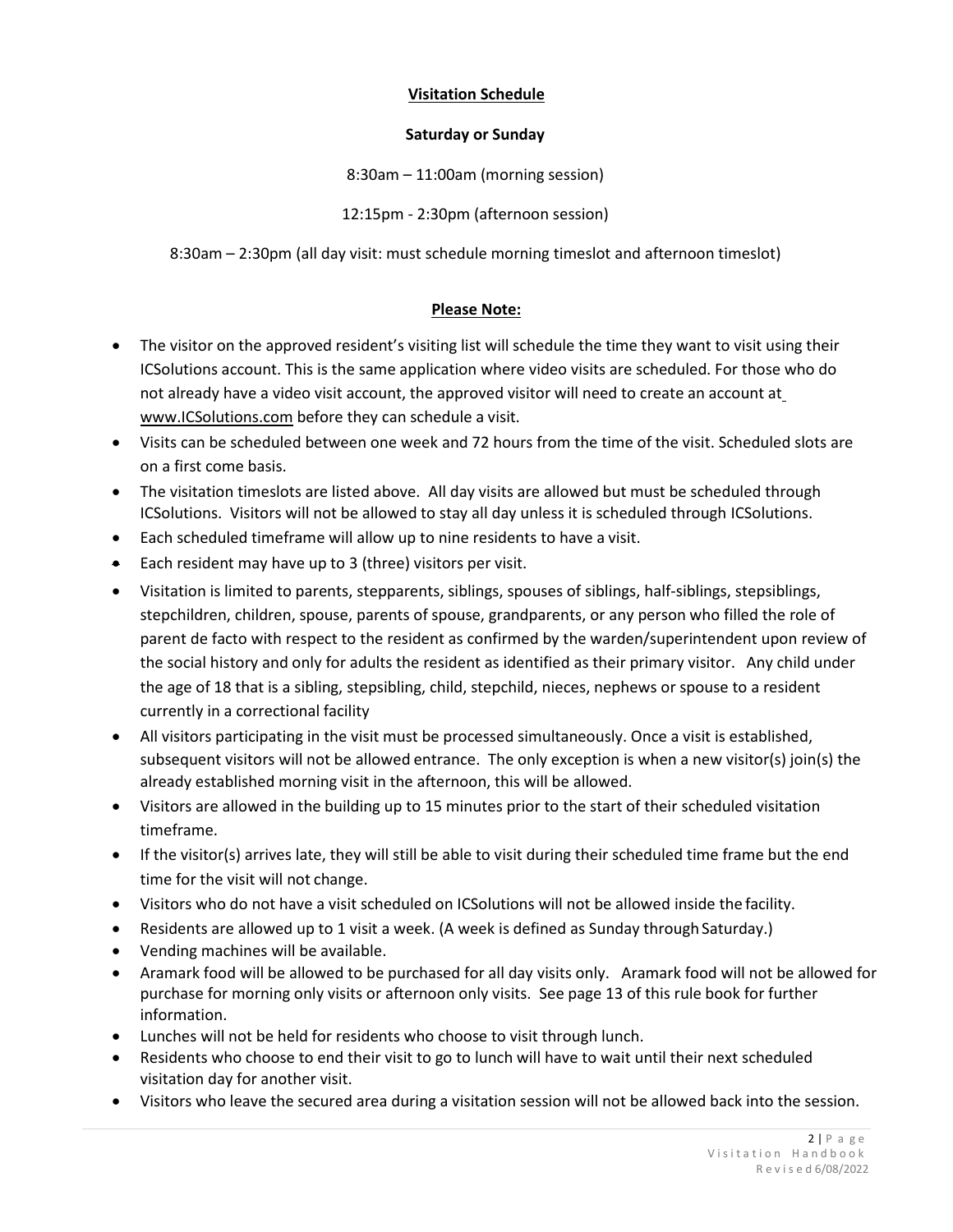## **Visitation Schedule**

**Saturday or Sunday**

8:30am – 11:00am (morning session)

12:15pm - 2:30pm (afternoon session)

8:30am – 2:30pm (all day visit: must schedule morning timeslot and afternoon timeslot)

### **Please Note:**

- The visitor on the approved resident's visiting list will schedule the time they want to visit using their ICSolutions account. This is the same application where video visits are scheduled. For those who do not already have a video visit account, the approved visitor will need to create an account at www.ICSolutions.com before they can schedule a visit.
- Visits can be scheduled between one week and 72 hours from the time of the visit. Scheduled slots are on a first come basis.
- The visitation timeslots are listed above. All day visits are allowed but must be scheduled through ICSolutions. Visitors will not be allowed to stay all day unless it is scheduled through ICSolutions.
- Each scheduled timeframe will allow up to nine residents to have a visit.
- Each resident may have up to 3 (three) visitors per visit.
- Visitation is limited to parents, stepparents, siblings, spouses of siblings, half-siblings, stepsiblings, stepchildren, children, spouse, parents of spouse, grandparents, or any person who filled the role of parent de facto with respect to the resident as confirmed by the warden/superintendent upon review of the social history and only for adults the resident as identified as their primary visitor. Any child under the age of 18 that is a sibling, stepsibling, child, stepchild, nieces, nephews or spouse to a resident currently in a correctional facility
- All visitors participating in the visit must be processed simultaneously. Once a visit is established, subsequent visitors will not be allowed entrance. The only exception is when a new visitor(s) join(s) the already established morning visit in the afternoon, this will be allowed.
- Visitors are allowed in the building up to 15 minutes prior to the start of their scheduled visitation timeframe.
- If the visitor(s) arrives late, they will still be able to visit during their scheduled time frame but the end time for the visit will not change.
- Visitors who do not have a visit scheduled on ICSolutions will not be allowed inside the facility.
- Residents are allowed up to 1 visit a week. (A week is defined as Sunday through Saturday.)
- Vending machines will be available.
- Aramark food will be allowed to be purchased for all day visits only. Aramark food will not be allowed for purchase for morning only visits or afternoon only visits. See page 13 of this rule book for further information.
- Lunches will not be held for residents who choose to visit through lunch.
- Residents who choose to end their visit to go to lunch will have to wait until their next scheduled visitation day for another visit.
- Visitors who leave the secured area during a visitation session will not be allowed back into the session.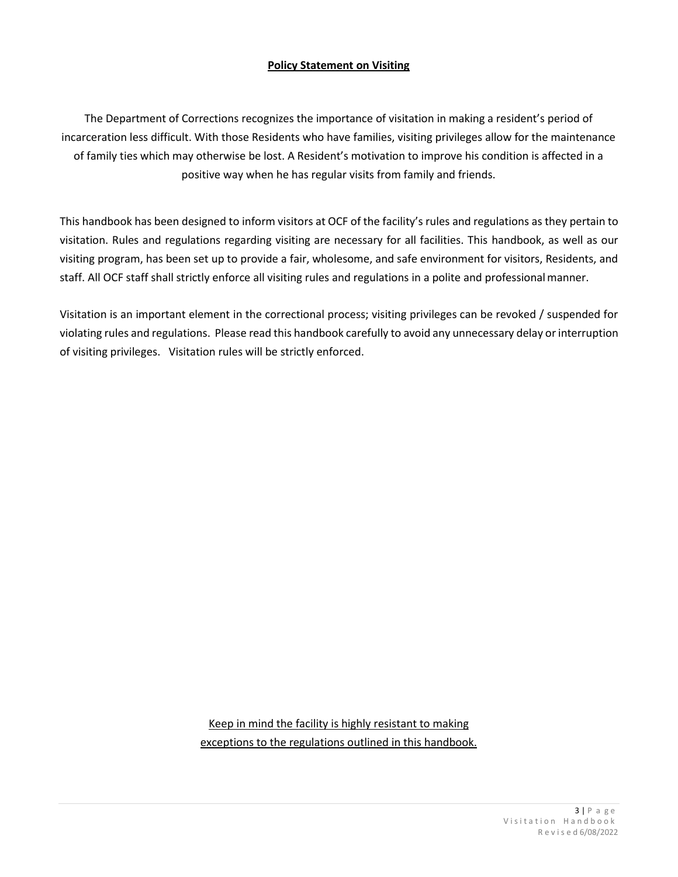## Policy Statement on Visiting

The Department of Corrections recognizes the importance of visitation in making a resident's period of incarceration less difficult. With those Residents who have families, visiting privileges allow for the maintenance of family ties which may otherwise be lost. A Resident's motivation to improve his condition is affected in a positive way when he has regular visits from family and friends.

This handbook has been designed to inform visitors at OCF of the facility's rules and regulations as they pertain to visitation. Rules and regulations regarding visiting are necessary for all facilities. This handbook, as well as our visiting program, has been set up to provide a fair, wholesome, and safe environment for visitors, Residents, and staff. All OCF staff shall strictly enforce all visiting rules and regulations in a polite and professional manner.

Visitation is an important element in the correctional process; visiting privileges can be revoked / suspended for violating rules and regulations. Please read this handbook carefully to avoid any unnecessary delay or interruption of visiting privileges. Visitation rules will be strictly enforced.

Keep in mind the facility is highly resistant to making exceptions to the regulations outlined in this handbook.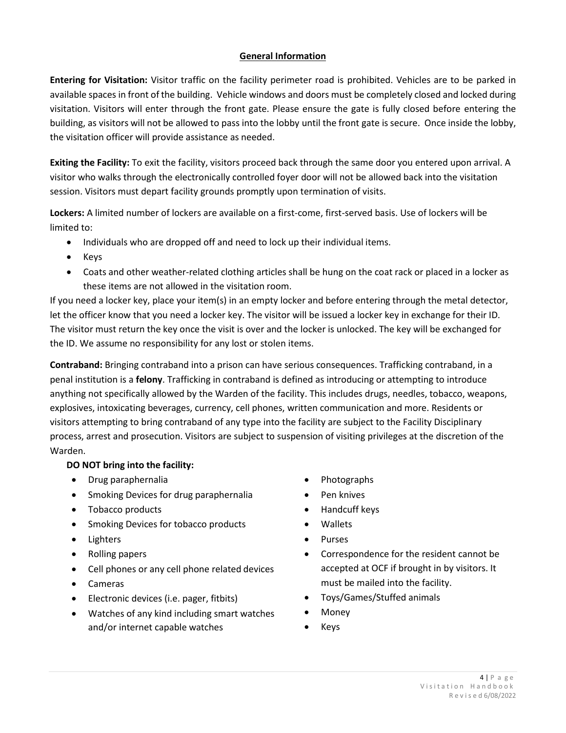## General Information

**Entering for Visitation:** Visitor traffic on the facility perimeter road is prohibited. Vehicles are to be parked in available spaces in front of the building. Vehicle windows and doors must be completely closed and locked during visitation. Visitors will enter through the front gate. Please ensure the gate is fully closed before entering the building, as visitors will not be allowed to pass into the lobby until the front gate is secure. Once inside the lobby, the visitation officer will provide assistance as needed.

**Exiting the Facility:** To exit the facility, visitors proceed back through the same door you entered upon arrival. A visitor who walks through the electronically controlled foyer door will not be allowed back into the visitation session. Visitors must depart facility grounds promptly upon termination of visits.

**Lockers:** A limited number of lockers are available on a first-come, first-served basis. Use of lockers will be limited to:

- Individuals who are dropped off and need to lock up their individual items.
- Keys
- Coats and other weather-related clothing articles shall be hung on the coat rack or placed in a locker as these items are not allowed in the visitation room.

If you need a locker key, place your item(s) in an empty locker and before entering through the metal detector, let the officer know that you need a locker key. The visitor will be issued a locker key in exchange for their ID. The visitor must return the key once the visit is over and the locker is unlocked. The key will be exchanged for the ID. We assume no responsibility for any lost or stolen items.

**Contraband:** Bringing contraband into a prison can have serious consequences. Trafficking contraband, in a penal institution is a **felony**. Trafficking in contraband is defined as introducing or attempting to introduce anything not specifically allowed by the Warden of the facility. This includes drugs, needles, tobacco, weapons, explosives, intoxicating beverages, currency, cell phones, written communication and more. Residents or visitors attempting to bring contraband of any type into the facility are subject to the Facility Disciplinary process, arrest and prosecution. Visitors are subject to suspension of visiting privileges at the discretion of the Warden.

**DO NOT bring into the facility:**

- Drug paraphernalia
- Smoking Devices for drug paraphernalia
- Tobacco products
- Smoking Devices for tobacco products
- Lighters
- Rolling papers
- Cell phones or any cell phone related devices
- Cameras
- Electronic devices (i.e. pager, fitbits)
- Watches of any kind including smart watches and/or internet capable watches
- Photographs
- Pen knives
- Handcuff keys
- Wallets
- Purses
- Correspondence for the resident cannot be accepted at OCF if brought in by visitors. It must be mailed into the facility.
- Toys/Games/Stuffed animals
- Money
- Keys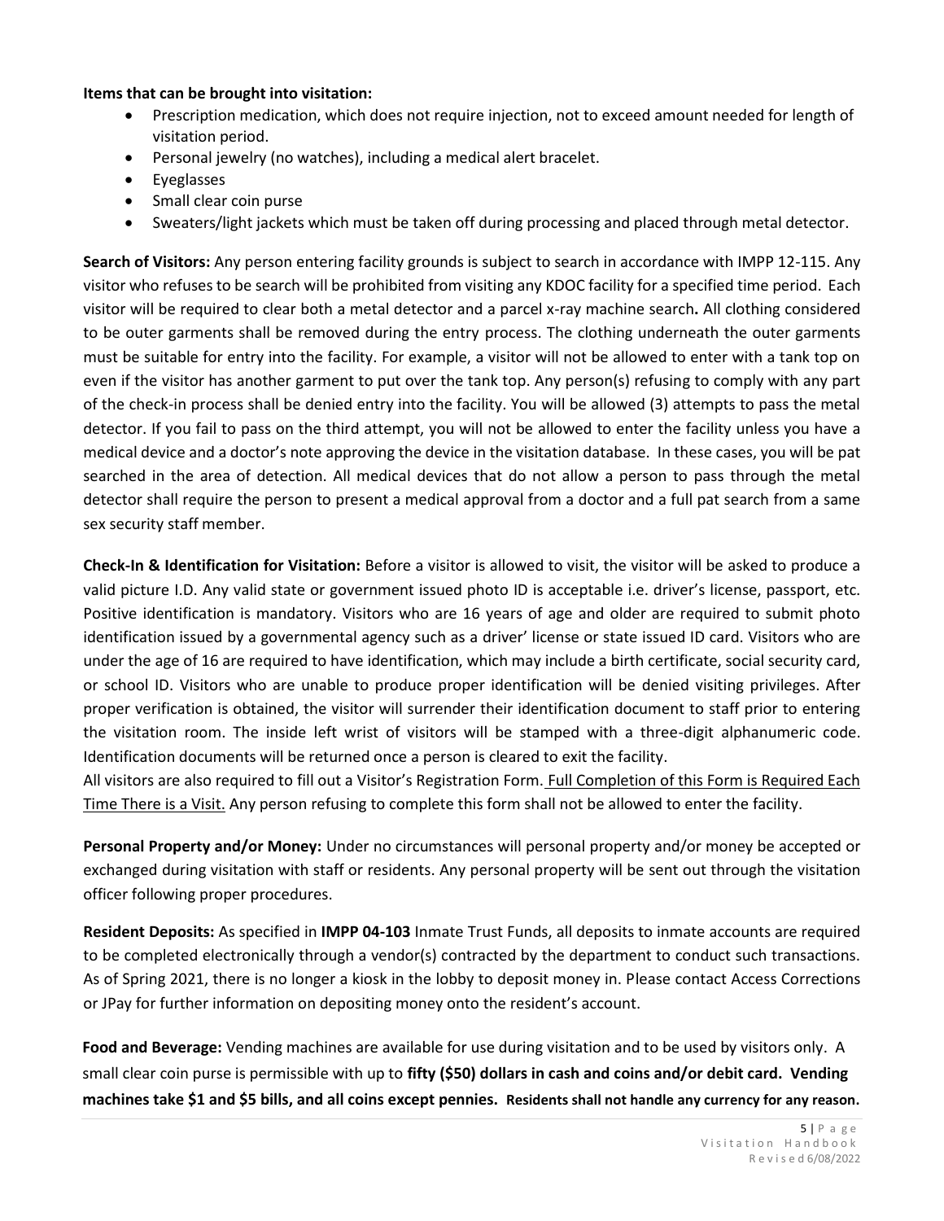**Items that can be brought into visitation:**

- Prescription medication, which does not require injection, not to exceed amount needed for length of visitation period.
- Personal jewelry (no watches), including a medical alert bracelet.
- Eyeglasses
- Small clear coin purse
- Sweaters/light jackets which must be taken off during processing and placed through metal detector.

**Search of Visitors:** Any person entering facility grounds is subject to search in accordance with IMPP 12-115. Any visitor who refuses to be search will be prohibited from visiting any KDOC facility for a specified time period. Each visitor will be required to clear both a metal detector and a parcel x-ray machine search**.** All clothing considered to be outer garments shall be removed during the entry process. The clothing underneath the outer garments must be suitable for entry into the facility. For example, a visitor will not be allowed to enter with a tank top on even if the visitor has another garment to put over the tank top. Any person(s) refusing to comply with any part of the check-in process shall be denied entry into the facility. You will be allowed (3) attempts to pass the metal detector. If you fail to pass on the third attempt, you will not be allowed to enter the facility unless you have a medical device and a doctor's note approving the device in the visitation database. In these cases, you will be pat searched in the area of detection. All medical devices that do not allow a person to pass through the metal detector shall require the person to present a medical approval from a doctor and a full pat search from a same sex security staff member.

**Check-In & Identification for Visitation:** Before a visitor is allowed to visit, the visitor will be asked to produce a valid picture I.D. Any valid state or government issued photo ID is acceptable i.e. driver's license, passport, etc. Positive identification is mandatory. Visitors who are 16 years of age and older are required to submit photo identification issued by a governmental agency such as a driver' license or state issued ID card. Visitors who are under the age of 16 are required to have identification, which may include a birth certificate, social security card, or school ID. Visitors who are unable to produce proper identification will be denied visiting privileges. After proper verification is obtained, the visitor will surrender their identification document to staff prior to entering the visitation room. The inside left wrist of visitors will be stamped with a three-digit alphanumeric code. Identification documents will be returned once a person is cleared to exit the facility.

All visitors are also required to fill out a Visitor's Registration Form. <u>Full Completion of this Form is Required Each Time There is a Visit.</u> Any person refusing to complete this form shall not be allowed to enter the facility.

**Personal Property and/or Money:** Under no circumstances will personal property and/or money be accepted or exchanged during visitation with staff or residents. Any personal property will be sent out through the visitation officer following proper procedures.

**Resident Deposits:** As specified in **IMPP 04-103** Inmate Trust Funds, all deposits to inmate accounts are required to be completed electronically through a vendor(s) contracted by the department to conduct such transactions. As of Spring 2021, there is no longer a kiosk in the lobby to deposit money in. Please contact Access Corrections or JPay for further information on depositing money onto the resident's account.

**Food and Beverage:** Vending machines are available for use during visitation and to be used by visitors only. A small clear coin purse is permissible with up to **fifty ($50) dollars in cash and coins and/or debit card. Vending machines take $1 and $5 bills, and all coins except pennies. Residents shall not handle any currency for any reason.**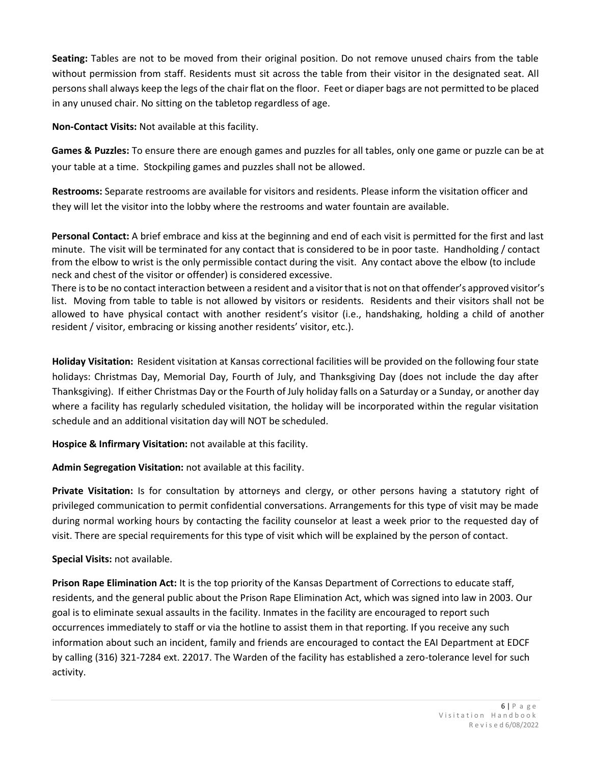**Seating:** Tables are not to be moved from their original position. Do not remove unused chairs from the table without permission from staff. Residents must sit across the table from their visitor in the designated seat. All persons shall always keep the legs of the chair flat on the floor. Feet or diaper bags are not permitted to be placed in any unused chair. No sitting on the tabletop regardless of age.

**Non-Contact Visits:** Not available at this facility.

**Games & Puzzles:** To ensure there are enough games and puzzles for all tables, only one game or puzzle can be at your table at a time. Stockpiling games and puzzles shall not be allowed.

**Restrooms:** Separate restrooms are available for visitors and residents. Please inform the visitation officer and they will let the visitor into the lobby where the restrooms and water fountain are available.

**Personal Contact:** A brief embrace and kiss at the beginning and end of each visit is permitted for the first and last minute. The visit will be terminated for any contact that is considered to be in poor taste. Handholding / contact from the elbow to wrist is the only permissible contact during the visit. Any contact above the elbow (to include neck and chest of the visitor or offender) is considered excessive.
There is to be no contact interaction between a resident and a visitor that is not on that offender's approved visitor's list. Moving from table to table is not allowed by visitors or residents. Residents and their visitors shall not be allowed to have physical contact with another resident's visitor (i.e., handshaking, holding a child of another resident / visitor, embracing or kissing another residents' visitor, etc.).

**Holiday Visitation:** Resident visitation at Kansas correctional facilities will be provided on the following four state holidays: Christmas Day, Memorial Day, Fourth of July, and Thanksgiving Day (does not include the day after Thanksgiving). If either Christmas Day or the Fourth of July holiday falls on a Saturday or a Sunday, or another day where a facility has regularly scheduled visitation, the holiday will be incorporated within the regular visitation schedule and an additional visitation day will NOT be scheduled.

**Hospice & Infirmary Visitation:** not available at this facility.

**Admin Segregation Visitation:** not available at this facility.

**Private Visitation:** Is for consultation by attorneys and clergy, or other persons having a statutory right of privileged communication to permit confidential conversations. Arrangements for this type of visit may be made during normal working hours by contacting the facility counselor at least a week prior to the requested day of visit. There are special requirements for this type of visit which will be explained by the person of contact.

**Special Visits:** not available.

**Prison Rape Elimination Act:** It is the top priority of the Kansas Department of Corrections to educate staff, residents, and the general public about the Prison Rape Elimination Act, which was signed into law in 2003. Our goal is to eliminate sexual assaults in the facility. Inmates in the facility are encouraged to report such occurrences immediately to staff or via the hotline to assist them in that reporting. If you receive any such information about such an incident, family and friends are encouraged to contact the EAI Department at EDCF by calling (316) 321-7284 ext. 22017. The Warden of the facility has established a zero-tolerance level for such activity.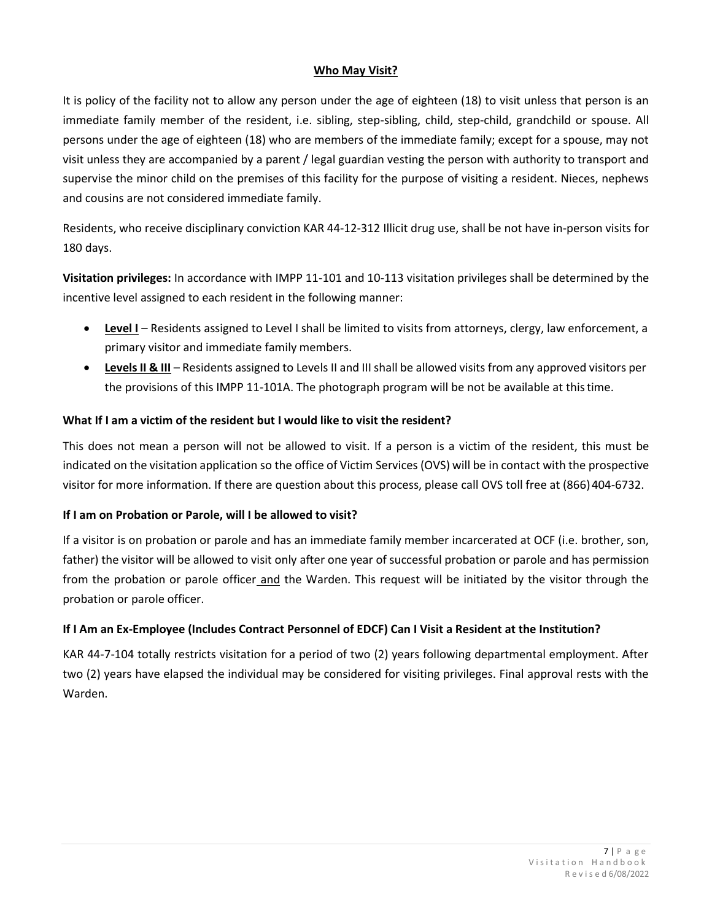## Who May Visit?

It is policy of the facility not to allow any person under the age of eighteen (18) to visit unless that person is an immediate family member of the resident, i.e. sibling, step-sibling, child, step-child, grandchild or spouse. All persons under the age of eighteen (18) who are members of the immediate family; except for a spouse, may not visit unless they are accompanied by a parent / legal guardian vesting the person with authority to transport and supervise the minor child on the premises of this facility for the purpose of visiting a resident. Nieces, nephews and cousins are not considered immediate family.

Residents, who receive disciplinary conviction KAR 44-12-312 Illicit drug use, shall be not have in-person visits for 180 days.

**Visitation privileges:** In accordance with IMPP 11-101 and 10-113 visitation privileges shall be determined by the incentive level assigned to each resident in the following manner:

- **Level I** – Residents assigned to Level I shall be limited to visits from attorneys, clergy, law enforcement, a primary visitor and immediate family members.
- **Levels II & III** – Residents assigned to Levels II and III shall be allowed visits from any approved visitors per the provisions of this IMPP 11-101A. The photograph program will be not be available at this time.

### What If I am a victim of the resident but I would like to visit the resident?

This does not mean a person will not be allowed to visit. If a person is a victim of the resident, this must be indicated on the visitation application so the office of Victim Services (OVS) will be in contact with the prospective visitor for more information. If there are question about this process, please call OVS toll free at (866) 404-6732.

### If I am on Probation or Parole, will I be allowed to visit?

If a visitor is on probation or parole and has an immediate family member incarcerated at OCF (i.e. brother, son, father) the visitor will be allowed to visit only after one year of successful probation or parole and has permission from the probation or parole officer and the Warden. This request will be initiated by the visitor through the probation or parole officer.

### If I Am an Ex-Employee (Includes Contract Personnel of EDCF) Can I Visit a Resident at the Institution?

KAR 44-7-104 totally restricts visitation for a period of two (2) years following departmental employment. After two (2) years have elapsed the individual may be considered for visiting privileges. Final approval rests with the Warden.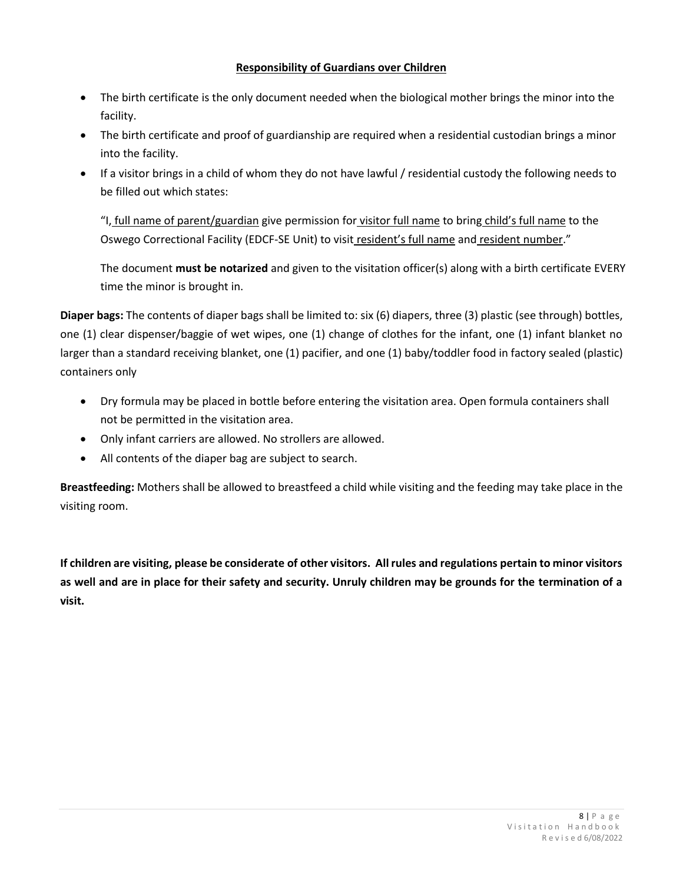## Responsibility of Guardians over Children

- The birth certificate is the only document needed when the biological mother brings the minor into the facility.
- The birth certificate and proof of guardianship are required when a residential custodian brings a minor into the facility.
- If a visitor brings in a child of whom they do not have lawful / residential custody the following needs to be filled out which states:

  "I, <u>full name of parent/guardian</u> give permission for <u>visitor full name</u> to bring <u>child's full name</u> to the Oswego Correctional Facility (EDCF-SE Unit) to visit <u>resident's full name</u> and <u>resident number</u>."

  The document **must be notarized** and given to the visitation officer(s) along with a birth certificate EVERY time the minor is brought in.

**Diaper bags:** The contents of diaper bags shall be limited to: six (6) diapers, three (3) plastic (see through) bottles, one (1) clear dispenser/baggie of wet wipes, one (1) change of clothes for the infant, one (1) infant blanket no larger than a standard receiving blanket, one (1) pacifier, and one (1) baby/toddler food in factory sealed (plastic) containers only

- Dry formula may be placed in bottle before entering the visitation area. Open formula containers shall not be permitted in the visitation area.
- Only infant carriers are allowed. No strollers are allowed.
- All contents of the diaper bag are subject to search.

**Breastfeeding:** Mothers shall be allowed to breastfeed a child while visiting and the feeding may take place in the visiting room.

**If children are visiting, please be considerate of other visitors. All rules and regulations pertain to minor visitors as well and are in place for their safety and security. Unruly children may be grounds for the termination of a visit.**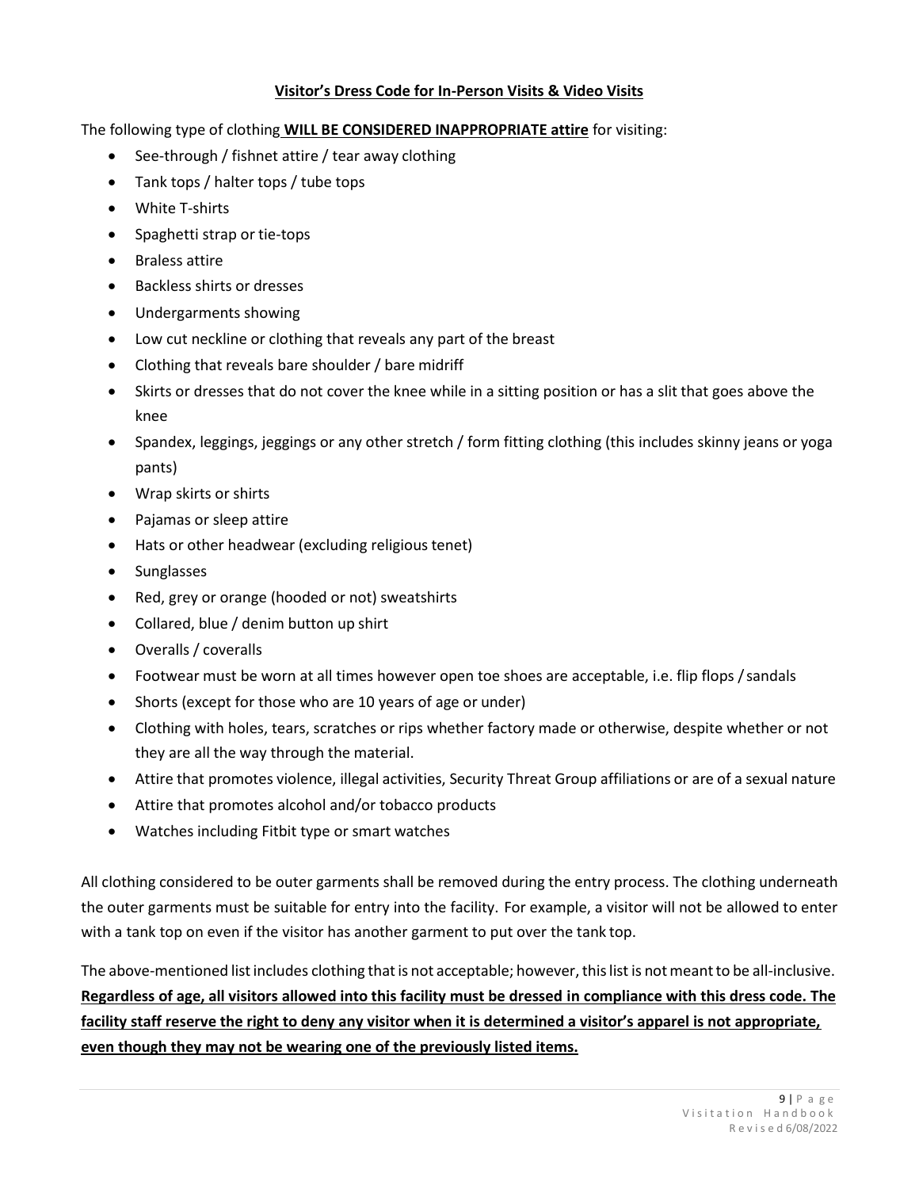## **Visitor's Dress Code for In-Person Visits & Video Visits**

The following type of clothing **WILL BE CONSIDERED INAPPROPRIATE attire** for visiting:

- See-through / fishnet attire / tear away clothing
- Tank tops / halter tops / tube tops
- White T-shirts
- Spaghetti strap or tie-tops
- Braless attire
- Backless shirts or dresses
- Undergarments showing
- Low cut neckline or clothing that reveals any part of the breast
- Clothing that reveals bare shoulder / bare midriff
- Skirts or dresses that do not cover the knee while in a sitting position or has a slit that goes above the knee
- Spandex, leggings, jeggings or any other stretch / form fitting clothing (this includes skinny jeans or yoga pants)
- Wrap skirts or shirts
- Pajamas or sleep attire
- Hats or other headwear (excluding religious tenet)
- Sunglasses
- Red, grey or orange (hooded or not) sweatshirts
- Collared, blue / denim button up shirt
- Overalls / coveralls
- Footwear must be worn at all times however open toe shoes are acceptable, i.e. flip flops / sandals
- Shorts (except for those who are 10 years of age or under)
- Clothing with holes, tears, scratches or rips whether factory made or otherwise, despite whether or not they are all the way through the material.
- Attire that promotes violence, illegal activities, Security Threat Group affiliations or are of a sexual nature
- Attire that promotes alcohol and/or tobacco products
- Watches including Fitbit type or smart watches

All clothing considered to be outer garments shall be removed during the entry process. The clothing underneath the outer garments must be suitable for entry into the facility. For example, a visitor will not be allowed to enter with a tank top on even if the visitor has another garment to put over the tank top.

The above-mentioned list includes clothing that is not acceptable; however, this list is not meant to be all-inclusive. **Regardless of age, all visitors allowed into this facility must be dressed in compliance with this dress code. The facility staff reserve the right to deny any visitor when it is determined a visitor's apparel is not appropriate, even though they may not be wearing one of the previously listed items.**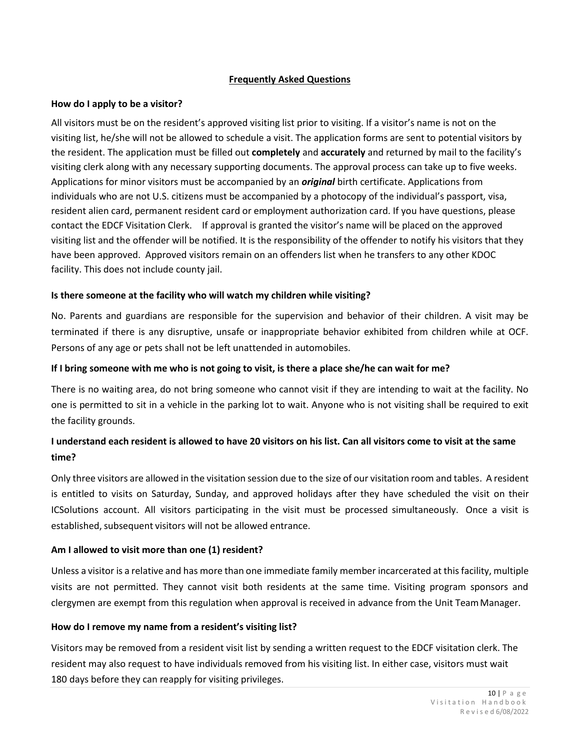## Frequently Asked Questions

### How do I apply to be a visitor?

All visitors must be on the resident's approved visiting list prior to visiting. If a visitor's name is not on the visiting list, he/she will not be allowed to schedule a visit. The application forms are sent to potential visitors by the resident. The application must be filled out **completely** and **accurately** and returned by mail to the facility's visiting clerk along with any necessary supporting documents. The approval process can take up to five weeks. Applications for minor visitors must be accompanied by an ***original*** birth certificate. Applications from individuals who are not U.S. citizens must be accompanied by a photocopy of the individual's passport, visa, resident alien card, permanent resident card or employment authorization card. If you have questions, please contact the EDCF Visitation Clerk. If approval is granted the visitor's name will be placed on the approved visiting list and the offender will be notified. It is the responsibility of the offender to notify his visitors that they have been approved. Approved visitors remain on an offenders list when he transfers to any other KDOC facility. This does not include county jail.

### Is there someone at the facility who will watch my children while visiting?

No. Parents and guardians are responsible for the supervision and behavior of their children. A visit may be terminated if there is any disruptive, unsafe or inappropriate behavior exhibited from children while at OCF. Persons of any age or pets shall not be left unattended in automobiles.

### If I bring someone with me who is not going to visit, is there a place she/he can wait for me?

There is no waiting area, do not bring someone who cannot visit if they are intending to wait at the facility. No one is permitted to sit in a vehicle in the parking lot to wait. Anyone who is not visiting shall be required to exit the facility grounds.

### I understand each resident is allowed to have 20 visitors on his list. Can all visitors come to visit at the same time?

Only three visitors are allowed in the visitation session due to the size of our visitation room and tables. A resident is entitled to visits on Saturday, Sunday, and approved holidays after they have scheduled the visit on their ICSolutions account. All visitors participating in the visit must be processed simultaneously. Once a visit is established, subsequent visitors will not be allowed entrance.

### Am I allowed to visit more than one (1) resident?

Unless a visitor is a relative and has more than one immediate family member incarcerated at this facility, multiple visits are not permitted. They cannot visit both residents at the same time. Visiting program sponsors and clergymen are exempt from this regulation when approval is received in advance from the Unit Team Manager.

### How do I remove my name from a resident's visiting list?

Visitors may be removed from a resident visit list by sending a written request to the EDCF visitation clerk. The resident may also request to have individuals removed from his visiting list. In either case, visitors must wait 180 days before they can reapply for visiting privileges.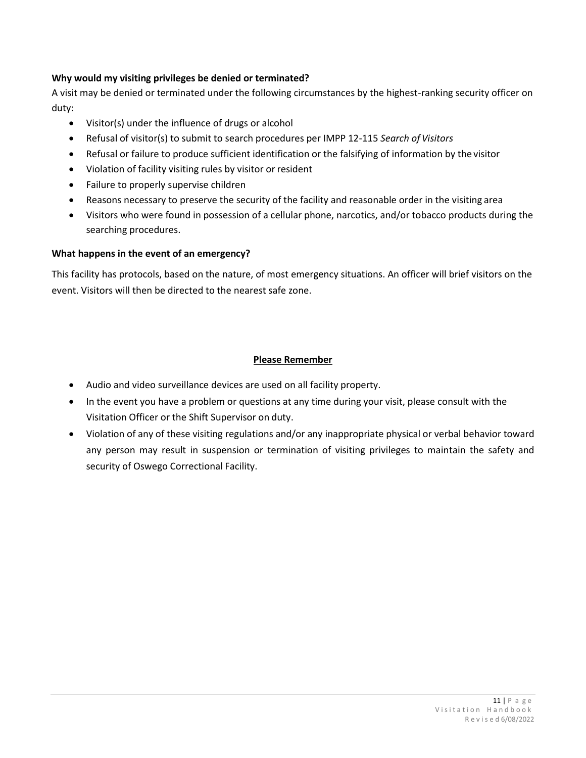**Why would my visiting privileges be denied or terminated?**

A visit may be denied or terminated under the following circumstances by the highest-ranking security officer on duty:

- Visitor(s) under the influence of drugs or alcohol
- Refusal of visitor(s) to submit to search procedures per IMPP 12-115 *Search of Visitors*
- Refusal or failure to produce sufficient identification or the falsifying of information by the visitor
- Violation of facility visiting rules by visitor or resident
- Failure to properly supervise children
- Reasons necessary to preserve the security of the facility and reasonable order in the visiting area
- Visitors who were found in possession of a cellular phone, narcotics, and/or tobacco products during the searching procedures.

**What happens in the event of an emergency?**

This facility has protocols, based on the nature, of most emergency situations. An officer will brief visitors on the event. Visitors will then be directed to the nearest safe zone.

**Please Remember**

- Audio and video surveillance devices are used on all facility property.
- In the event you have a problem or questions at any time during your visit, please consult with the Visitation Officer or the Shift Supervisor on duty.
- Violation of any of these visiting regulations and/or any inappropriate physical or verbal behavior toward any person may result in suspension or termination of visiting privileges to maintain the safety and security of Oswego Correctional Facility.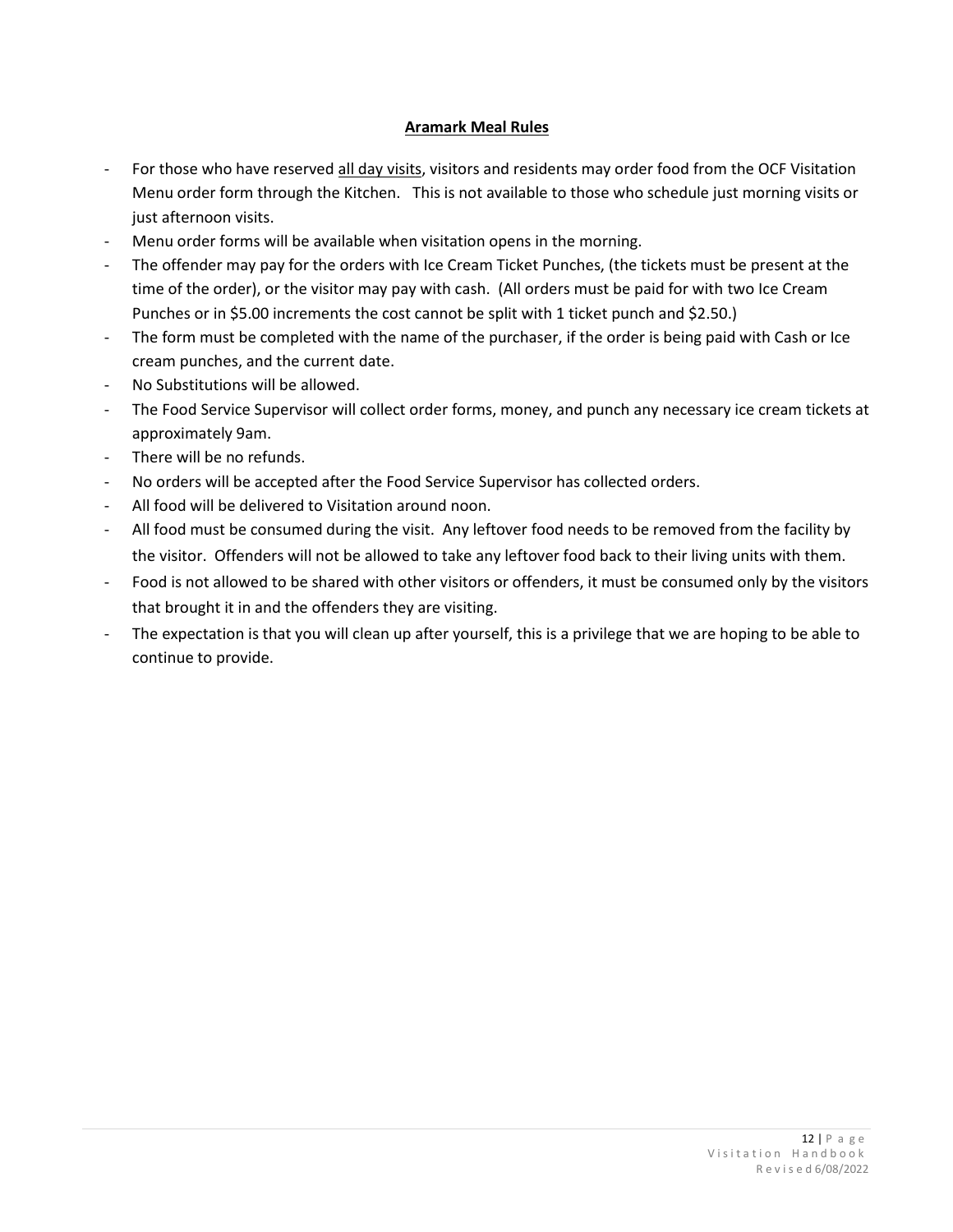## Aramark Meal Rules

- For those who have reserved all day visits, visitors and residents may order food from the OCF Visitation Menu order form through the Kitchen. This is not available to those who schedule just morning visits or just afternoon visits.
- Menu order forms will be available when visitation opens in the morning.
- The offender may pay for the orders with Ice Cream Ticket Punches, (the tickets must be present at the time of the order), or the visitor may pay with cash. (All orders must be paid for with two Ice Cream Punches or in $5.00 increments the cost cannot be split with 1 ticket punch and $2.50.)
- The form must be completed with the name of the purchaser, if the order is being paid with Cash or Ice cream punches, and the current date.
- No Substitutions will be allowed.
- The Food Service Supervisor will collect order forms, money, and punch any necessary ice cream tickets at approximately 9am.
- There will be no refunds.
- No orders will be accepted after the Food Service Supervisor has collected orders.
- All food will be delivered to Visitation around noon.
- All food must be consumed during the visit. Any leftover food needs to be removed from the facility by the visitor. Offenders will not be allowed to take any leftover food back to their living units with them.
- Food is not allowed to be shared with other visitors or offenders, it must be consumed only by the visitors that brought it in and the offenders they are visiting.
- The expectation is that you will clean up after yourself, this is a privilege that we are hoping to be able to continue to provide.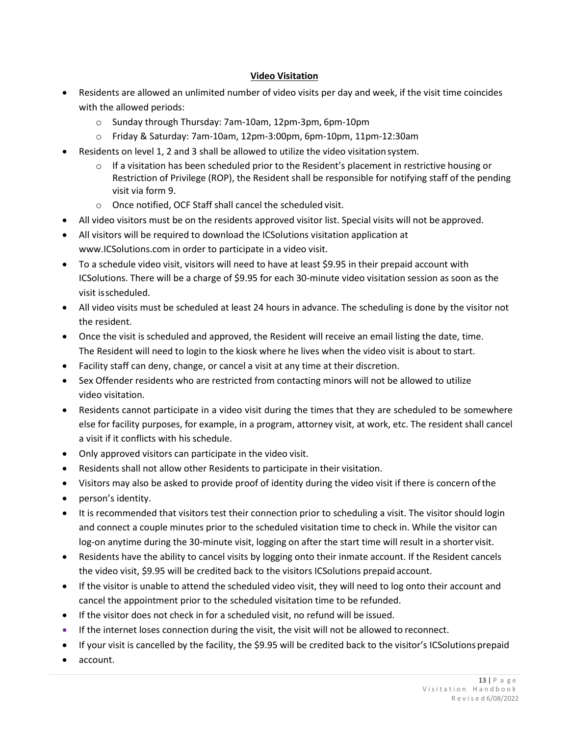## Video Visitation

- Residents are allowed an unlimited number of video visits per day and week, if the visit time coincides with the allowed periods:
  - Sunday through Thursday: 7am-10am, 12pm-3pm, 6pm-10pm
  - Friday & Saturday: 7am-10am, 12pm-3:00pm, 6pm-10pm, 11pm-12:30am
- Residents on level 1, 2 and 3 shall be allowed to utilize the video visitation system.
  - If a visitation has been scheduled prior to the Resident's placement in restrictive housing or Restriction of Privilege (ROP), the Resident shall be responsible for notifying staff of the pending visit via form 9.
  - Once notified, OCF Staff shall cancel the scheduled visit.
- All video visitors must be on the residents approved visitor list. Special visits will not be approved.
- All visitors will be required to download the ICSolutions visitation application at www.ICSolutions.com in order to participate in a video visit.
- To a schedule video visit, visitors will need to have at least $9.95 in their prepaid account with ICSolutions. There will be a charge of $9.95 for each 30-minute video visitation session as soon as the visit isscheduled.
- All video visits must be scheduled at least 24 hours in advance. The scheduling is done by the visitor not the resident.
- Once the visit is scheduled and approved, the Resident will receive an email listing the date, time. The Resident will need to login to the kiosk where he lives when the video visit is about to start.
- Facility staff can deny, change, or cancel a visit at any time at their discretion.
- Sex Offender residents who are restricted from contacting minors will not be allowed to utilize video visitation.
- Residents cannot participate in a video visit during the times that they are scheduled to be somewhere else for facility purposes, for example, in a program, attorney visit, at work, etc. The resident shall cancel a visit if it conflicts with his schedule.
- Only approved visitors can participate in the video visit.
- Residents shall not allow other Residents to participate in their visitation.
- Visitors may also be asked to provide proof of identity during the video visit if there is concern of the
- person's identity.
- It is recommended that visitors test their connection prior to scheduling a visit. The visitor should login and connect a couple minutes prior to the scheduled visitation time to check in. While the visitor can log-on anytime during the 30-minute visit, logging on after the start time will result in a shorter visit.
- Residents have the ability to cancel visits by logging onto their inmate account. If the Resident cancels the video visit, $9.95 will be credited back to the visitors ICSolutions prepaid account.
- If the visitor is unable to attend the scheduled video visit, they will need to log onto their account and cancel the appointment prior to the scheduled visitation time to be refunded.
- If the visitor does not check in for a scheduled visit, no refund will be issued.
- If the internet loses connection during the visit, the visit will not be allowed to reconnect.
- If your visit is cancelled by the facility, the $9.95 will be credited back to the visitor's ICSolutions prepaid
- account.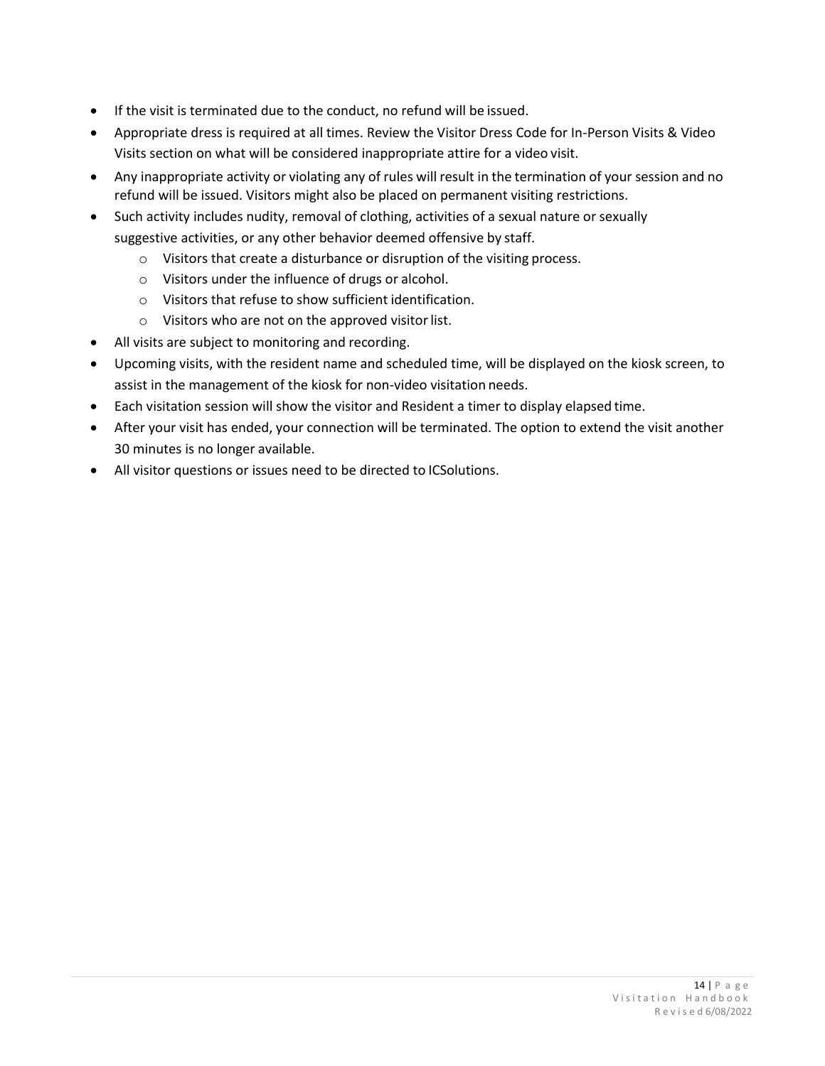- If the visit is terminated due to the conduct, no refund will be issued.
- Appropriate dress is required at all times. Review the Visitor Dress Code for In-Person Visits & Video Visits section on what will be considered inappropriate attire for a video visit.
- Any inappropriate activity or violating any of rules will result in the termination of your session and no refund will be issued. Visitors might also be placed on permanent visiting restrictions.
- Such activity includes nudity, removal of clothing, activities of a sexual nature or sexually suggestive activities, or any other behavior deemed offensive by staff.
  - Visitors that create a disturbance or disruption of the visiting process.
  - Visitors under the influence of drugs or alcohol.
  - Visitors that refuse to show sufficient identification.
  - Visitors who are not on the approved visitor list.
- All visits are subject to monitoring and recording.
- Upcoming visits, with the resident name and scheduled time, will be displayed on the kiosk screen, to assist in the management of the kiosk for non-video visitation needs.
- Each visitation session will show the visitor and Resident a timer to display elapsed time.
- After your visit has ended, your connection will be terminated. The option to extend the visit another 30 minutes is no longer available.
- All visitor questions or issues need to be directed to ICSolutions.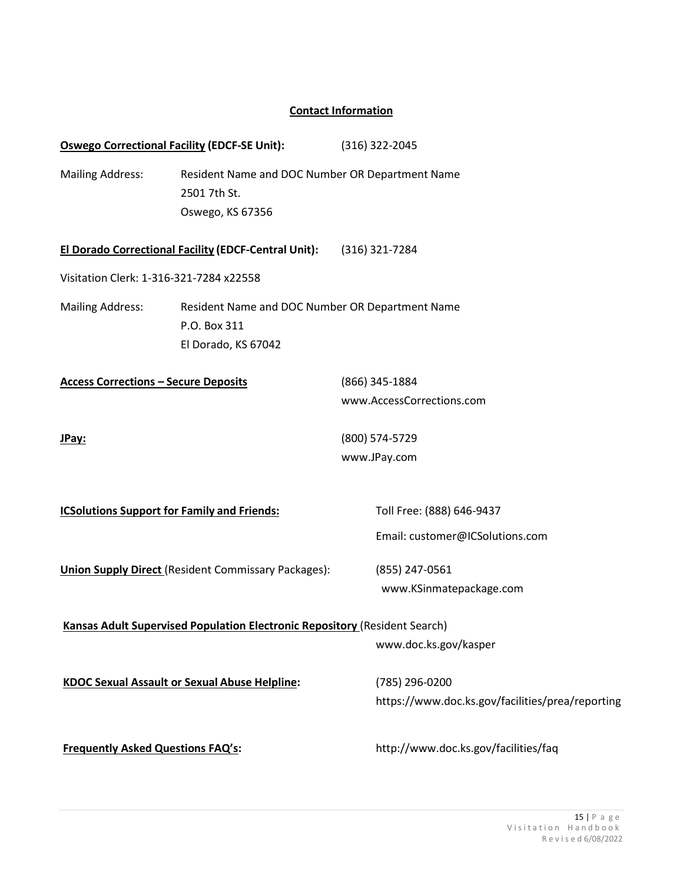## Contact Information

**Oswego Correctional Facility (EDCF-SE Unit):** (316) 322-2045

Mailing Address: Resident Name and DOC Number OR Department Name
2501 7th St.
Oswego, KS 67356

**El Dorado Correctional Facility (EDCF-Central Unit):** (316) 321-7284

Visitation Clerk: 1-316-321-7284 x22558

Mailing Address: Resident Name and DOC Number OR Department Name
P.O. Box 311
El Dorado, KS 67042

**Access Corrections – Secure Deposits** (866) 345-1884
www.AccessCorrections.com

**JPay:** (800) 574-5729
www.JPay.com

**ICSolutions Support for Family and Friends:** Toll Free: (888) 646-9437
Email: customer@ICSolutions.com

**Union Supply Direct** (Resident Commissary Packages): (855) 247-0561
www.KSinmatepackage.com

**Kansas Adult Supervised Population Electronic Repository** (Resident Search)
www.doc.ks.gov/kasper

**KDOC Sexual Assault or Sexual Abuse Helpline:** (785) 296-0200
https://www.doc.ks.gov/facilities/prea/reporting

**Frequently Asked Questions FAQ's:** http://www.doc.ks.gov/facilities/faq